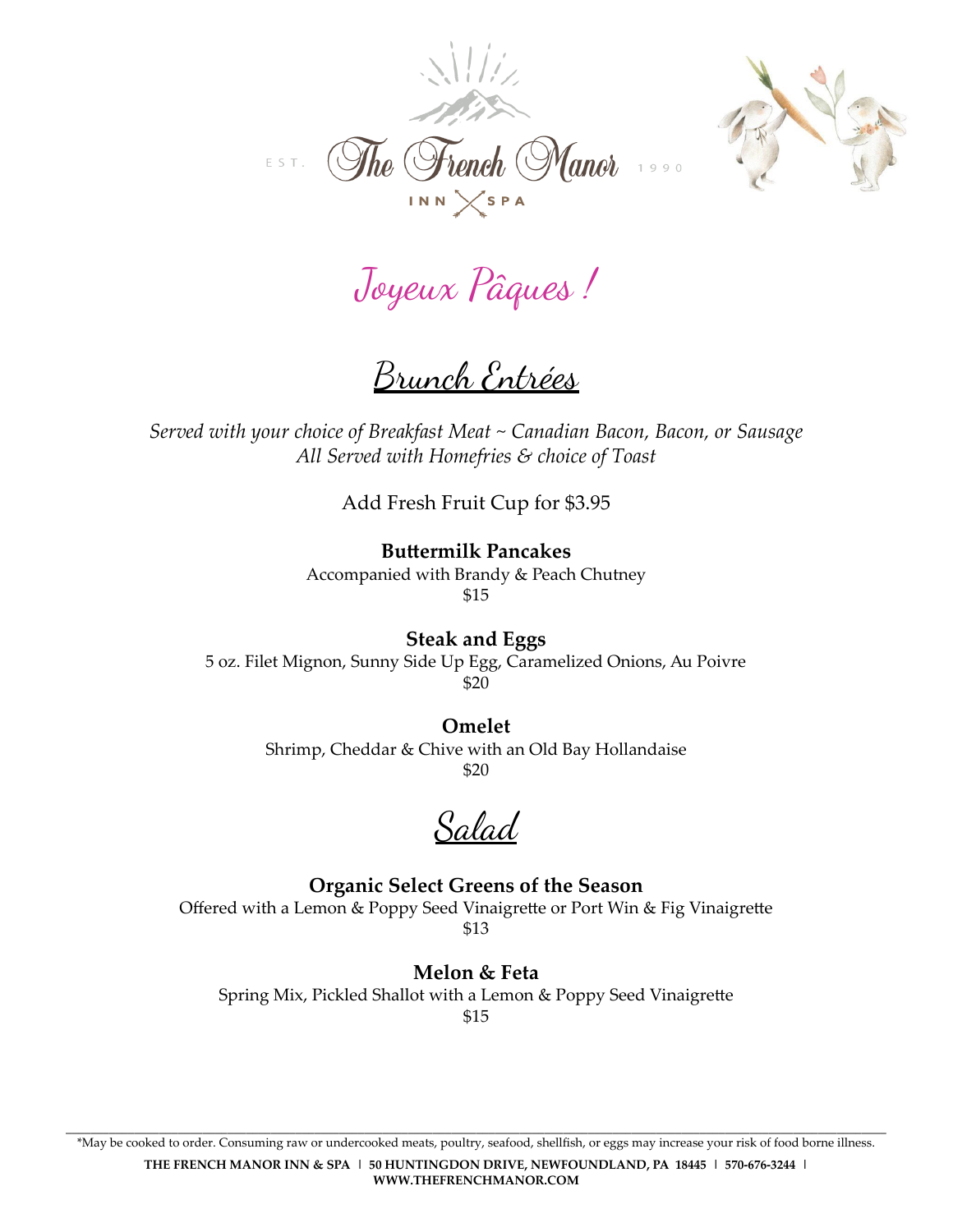EST. The French Manor 1990

INN SPA

# Joyeux Pâques !

## Brunch Entrées

*Served with your choice of Breakfast Meat ~ Canadian Bacon, Bacon, or Sausage*
*All Served with Homefries & choice of Toast*

Add Fresh Fruit Cup for $3.95

**Buttermilk Pancakes**
Accompanied with Brandy & Peach Chutney
$15

**Steak and Eggs**
5 oz. Filet Mignon, Sunny Side Up Egg, Caramelized Onions, Au Poivre
$20

**Omelet**
Shrimp, Cheddar & Chive with an Old Bay Hollandaise
$20

## Salad

**Organic Select Greens of the Season**
Offered with a Lemon & Poppy Seed Vinaigrette or Port Win & Fig Vinaigrette
$13

**Melon & Feta**
Spring Mix, Pickled Shallot with a Lemon & Poppy Seed Vinaigrette
$15

---

*May be cooked to order. Consuming raw or undercooked meats, poultry, seafood, shellfish, or eggs may increase your risk of food borne illness.

**THE FRENCH MANOR INN & SPA | 50 HUNTINGDON DRIVE, NEWFOUNDLAND, PA 18445 | 570-676-3244 | WWW.THEFRENCHMANOR.COM**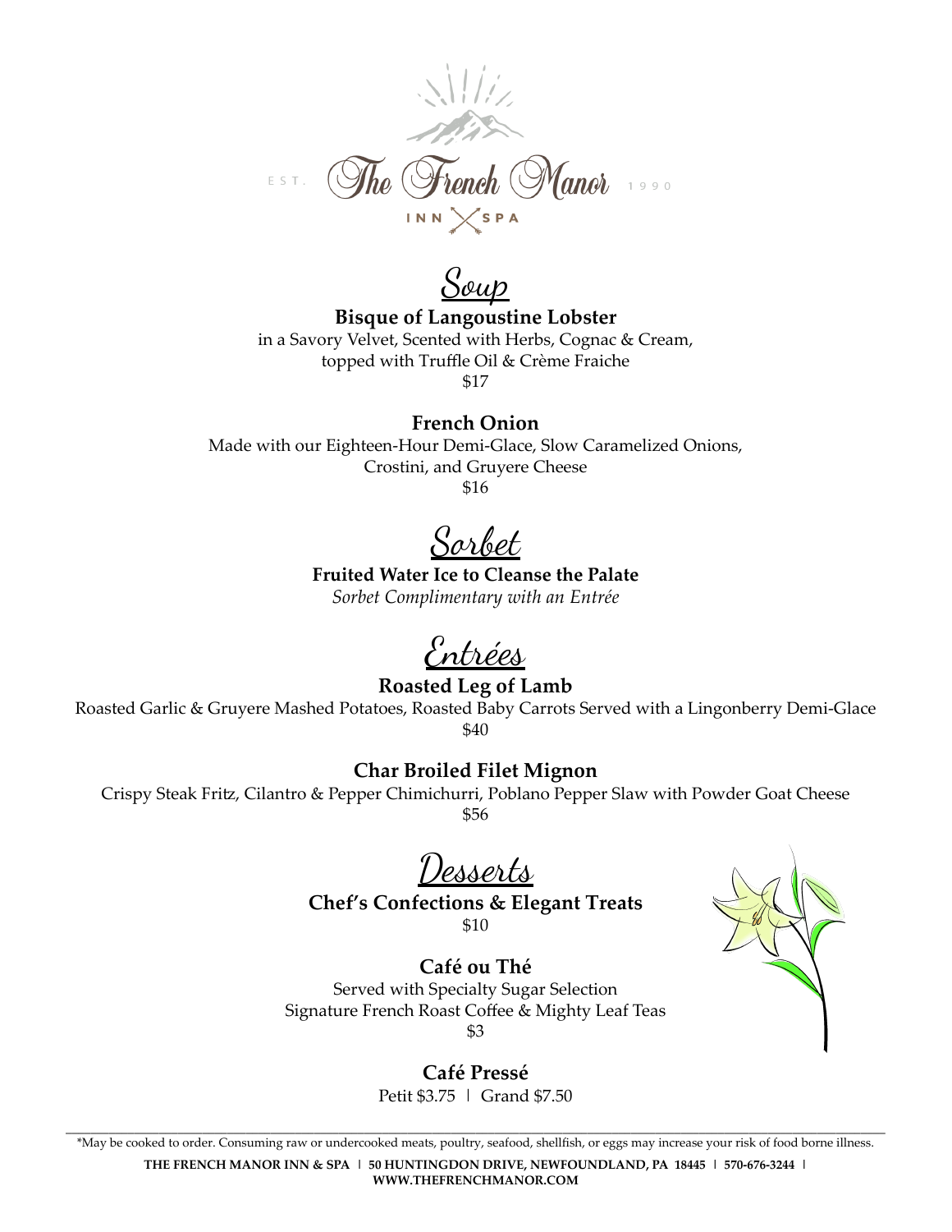EST. The French Manor 1990

INN SPA

## Soup

**Bisque of Langoustine Lobster**

in a Savory Velvet, Scented with Herbs, Cognac & Cream, topped with Truffle Oil & Crème Fraiche

$17

**French Onion**

Made with our Eighteen-Hour Demi-Glace, Slow Caramelized Onions, Crostini, and Gruyere Cheese

$16

## Sorbet

**Fruited Water Ice to Cleanse the Palate**

*Sorbet Complimentary with an Entrée*

## Entrées

**Roasted Leg of Lamb**

Roasted Garlic & Gruyere Mashed Potatoes, Roasted Baby Carrots Served with a Lingonberry Demi-Glace

$40

**Char Broiled Filet Mignon**

Crispy Steak Fritz, Cilantro & Pepper Chimichurri, Poblano Pepper Slaw with Powder Goat Cheese

$56

## Desserts

**Chef's Confections & Elegant Treats**

$10

**Café ou Thé**

Served with Specialty Sugar Selection

Signature French Roast Coffee & Mighty Leaf Teas

$3

**Café Pressé**

Petit $3.75 | Grand $7.50

---

*May be cooked to order. Consuming raw or undercooked meats, poultry, seafood, shellfish, or eggs may increase your risk of food borne illness.

**THE FRENCH MANOR INN & SPA | 50 HUNTINGDON DRIVE, NEWFOUNDLAND, PA 18445 | 570-676-3244 | WWW.THEFRENCHMANOR.COM**